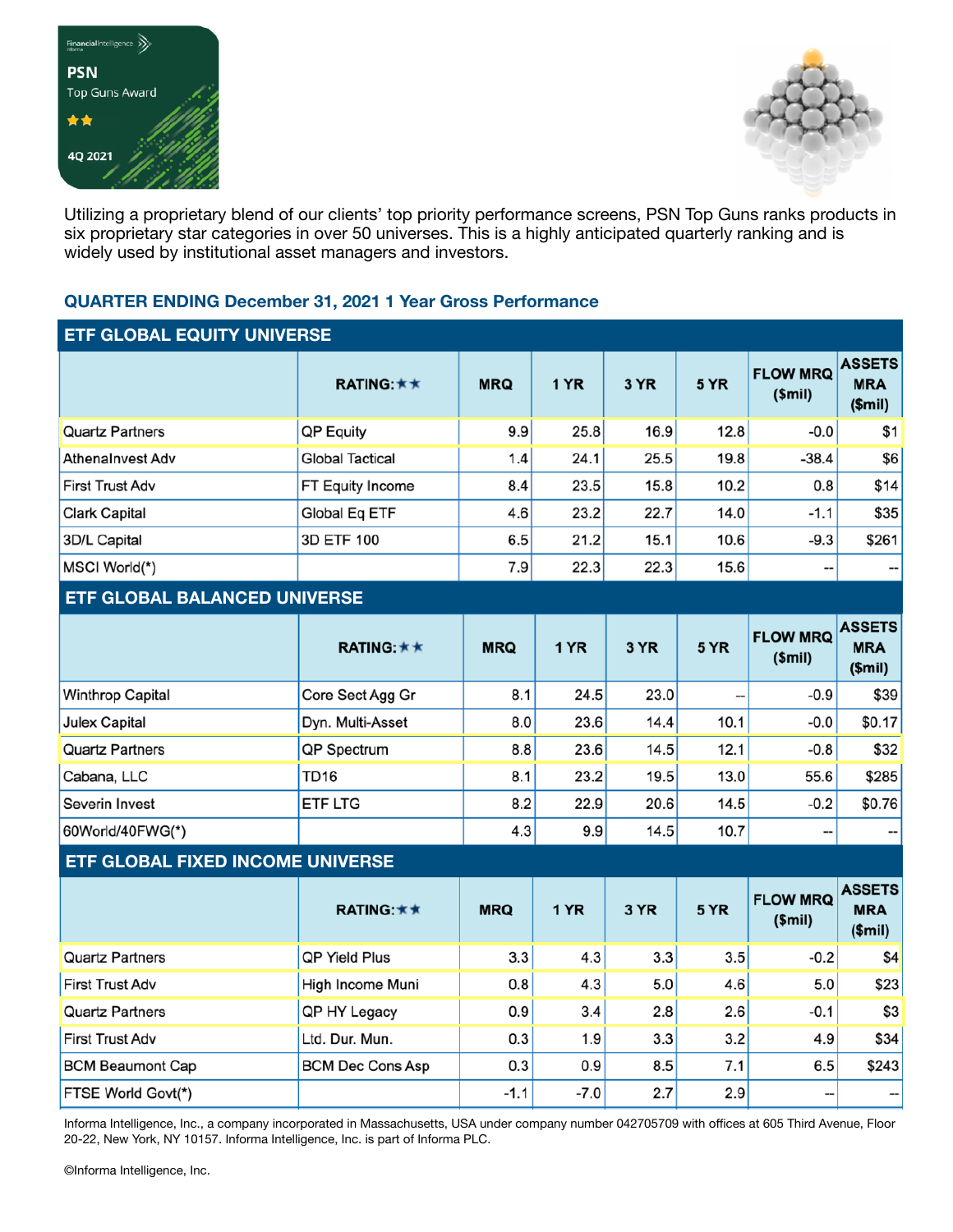FinancialIntelligence

PSN

Top Guns Award

★★

4Q 2021

Utilizing a proprietary blend of our clients' top priority performance screens, PSN Top Guns ranks products in six proprietary star categories in over 50 universes. This is a highly anticipated quarterly ranking and is widely used by institutional asset managers and investors.

## QUARTER ENDING December 31, 2021 1 Year Gross Performance

### ETF GLOBAL EQUITY UNIVERSE

| | RATING: ★★ | MRQ | 1 YR | 3 YR | 5 YR | FLOW MRQ ($mil) | ASSETS MRA ($mil) |
|---|---|---|---|---|---|---|---|
| Quartz Partners | QP Equity | 9.9 | 25.8 | 16.9 | 12.8 | -0.0 | $1 |
| AthenaInvest Adv | Global Tactical | 1.4 | 24.1 | 25.5 | 19.8 | -38.4 | $6 |
| First Trust Adv | FT Equity Income | 8.4 | 23.5 | 15.8 | 10.2 | 0.8 | $14 |
| Clark Capital | Global Eq ETF | 4.6 | 23.2 | 22.7 | 14.0 | -1.1 | $35 |
| 3D/L Capital | 3D ETF 100 | 6.5 | 21.2 | 15.1 | 10.6 | -9.3 | $261 |
| MSCI World(*) | | 7.9 | 22.3 | 22.3 | 15.6 | -- | -- |

### ETF GLOBAL BALANCED UNIVERSE

| | RATING: ★★ | MRQ | 1 YR | 3 YR | 5 YR | FLOW MRQ ($mil) | ASSETS MRA ($mil) |
|---|---|---|---|---|---|---|---|
| Winthrop Capital | Core Sect Agg Gr | 8.1 | 24.5 | 23.0 | -- | -0.9 | $39 |
| Julex Capital | Dyn. Multi-Asset | 8.0 | 23.6 | 14.4 | 10.1 | -0.0 | $0.17 |
| Quartz Partners | QP Spectrum | 8.8 | 23.6 | 14.5 | 12.1 | -0.8 | $32 |
| Cabana, LLC | TD16 | 8.1 | 23.2 | 19.5 | 13.0 | 55.6 | $285 |
| Severin Invest | ETF LTG | 8.2 | 22.9 | 20.6 | 14.5 | -0.2 | $0.76 |
| 60World/40FWG(*) | | 4.3 | 9.9 | 14.5 | 10.7 | -- | -- |

### ETF GLOBAL FIXED INCOME UNIVERSE

| | RATING: ★★ | MRQ | 1 YR | 3 YR | 5 YR | FLOW MRQ ($mil) | ASSETS MRA ($mil) |
|---|---|---|---|---|---|---|---|
| Quartz Partners | QP Yield Plus | 3.3 | 4.3 | 3.3 | 3.5 | -0.2 | $4 |
| First Trust Adv | High Income Muni | 0.8 | 4.3 | 5.0 | 4.6 | 5.0 | $23 |
| Quartz Partners | QP HY Legacy | 0.9 | 3.4 | 2.8 | 2.6 | -0.1 | $3 |
| First Trust Adv | Ltd. Dur. Mun. | 0.3 | 1.9 | 3.3 | 3.2 | 4.9 | $34 |
| BCM Beaumont Cap | BCM Dec Cons Asp | 0.3 | 0.9 | 8.5 | 7.1 | 6.5 | $243 |
| FTSE World Govt(*) | | -1.1 | -7.0 | 2.7 | 2.9 | -- | -- |

Informa Intelligence, Inc., a company incorporated in Massachusetts, USA under company number 042705709 with offices at 605 Third Avenue, Floor 20-22, New York, NY 10157. Informa Intelligence, Inc. is part of Informa PLC.

©Informa Intelligence, Inc.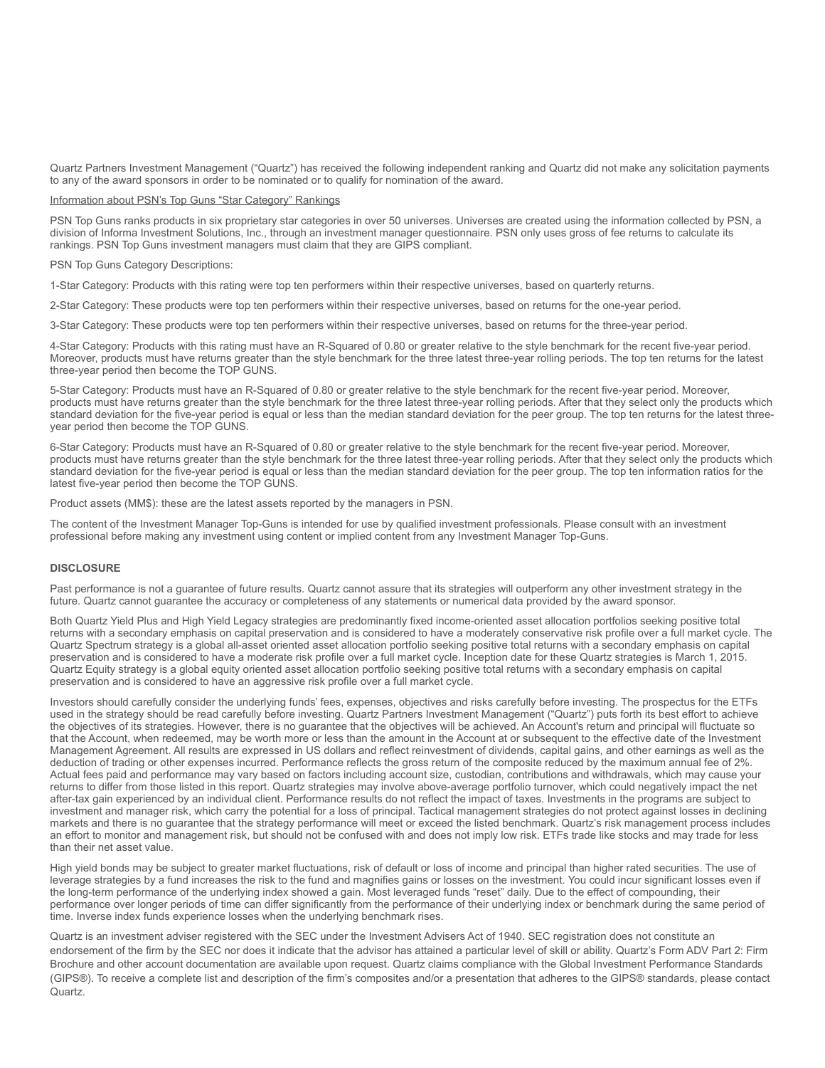Quartz Partners Investment Management ("Quartz") has received the following independent ranking and Quartz did not make any solicitation payments to any of the award sponsors in order to be nominated or to qualify for nomination of the award.

Information about PSN's Top Guns "Star Category" Rankings

PSN Top Guns ranks products in six proprietary star categories in over 50 universes. Universes are created using the information collected by PSN, a division of Informa Investment Solutions, Inc., through an investment manager questionnaire. PSN only uses gross of fee returns to calculate its rankings. PSN Top Guns investment managers must claim that they are GIPS compliant.

PSN Top Guns Category Descriptions:

1-Star Category: Products with this rating were top ten performers within their respective universes, based on quarterly returns.

2-Star Category: These products were top ten performers within their respective universes, based on returns for the one-year period.

3-Star Category: These products were top ten performers within their respective universes, based on returns for the three-year period.

4-Star Category: Products with this rating must have an R-Squared of 0.80 or greater relative to the style benchmark for the recent five-year period. Moreover, products must have returns greater than the style benchmark for the three latest three-year rolling periods. The top ten returns for the latest three-year period then become the TOP GUNS.

5-Star Category: Products must have an R-Squared of 0.80 or greater relative to the style benchmark for the recent five-year period. Moreover, products must have returns greater than the style benchmark for the three latest three-year rolling periods. After that they select only the products which standard deviation for the five-year period is equal or less than the median standard deviation for the peer group. The top ten returns for the latest three-year period then become the TOP GUNS.

6-Star Category: Products must have an R-Squared of 0.80 or greater relative to the style benchmark for the recent five-year period. Moreover, products must have returns greater than the style benchmark for the three latest three-year rolling periods. After that they select only the products which standard deviation for the five-year period is equal or less than the median standard deviation for the peer group. The top ten information ratios for the latest five-year period then become the TOP GUNS.

Product assets (MM$): these are the latest assets reported by the managers in PSN.

The content of the Investment Manager Top-Guns is intended for use by qualified investment professionals. Please consult with an investment professional before making any investment using content or implied content from any Investment Manager Top-Guns.

**DISCLOSURE**

Past performance is not a guarantee of future results. Quartz cannot assure that its strategies will outperform any other investment strategy in the future. Quartz cannot guarantee the accuracy or completeness of any statements or numerical data provided by the award sponsor.

Both Quartz Yield Plus and High Yield Legacy strategies are predominantly fixed income-oriented asset allocation portfolios seeking positive total returns with a secondary emphasis on capital preservation and is considered to have a moderately conservative risk profile over a full market cycle. The Quartz Spectrum strategy is a global all-asset oriented asset allocation portfolio seeking positive total returns with a secondary emphasis on capital preservation and is considered to have a moderate risk profile over a full market cycle. Inception date for these Quartz strategies is March 1, 2015. Quartz Equity strategy is a global equity oriented asset allocation portfolio seeking positive total returns with a secondary emphasis on capital preservation and is considered to have an aggressive risk profile over a full market cycle.

Investors should carefully consider the underlying funds' fees, expenses, objectives and risks carefully before investing. The prospectus for the ETFs used in the strategy should be read carefully before investing. Quartz Partners Investment Management ("Quartz") puts forth its best effort to achieve the objectives of its strategies. However, there is no guarantee that the objectives will be achieved. An Account's return and principal will fluctuate so that the Account, when redeemed, may be worth more or less than the amount in the Account at or subsequent to the effective date of the Investment Management Agreement. All results are expressed in US dollars and reflect reinvestment of dividends, capital gains, and other earnings as well as the deduction of trading or other expenses incurred. Performance reflects the gross return of the composite reduced by the maximum annual fee of 2%. Actual fees paid and performance may vary based on factors including account size, custodian, contributions and withdrawals, which may cause your returns to differ from those listed in this report. Quartz strategies may involve above-average portfolio turnover, which could negatively impact the net after-tax gain experienced by an individual client. Performance results do not reflect the impact of taxes. Investments in the programs are subject to investment and manager risk, which carry the potential for a loss of principal. Tactical management strategies do not protect against losses in declining markets and there is no guarantee that the strategy performance will meet or exceed the listed benchmark. Quartz's risk management process includes an effort to monitor and management risk, but should not be confused with and does not imply low risk. ETFs trade like stocks and may trade for less than their net asset value.

High yield bonds may be subject to greater market fluctuations, risk of default or loss of income and principal than higher rated securities. The use of leverage strategies by a fund increases the risk to the fund and magnifies gains or losses on the investment. You could incur significant losses even if the long-term performance of the underlying index showed a gain. Most leveraged funds "reset" daily. Due to the effect of compounding, their performance over longer periods of time can differ significantly from the performance of their underlying index or benchmark during the same period of time. Inverse index funds experience losses when the underlying benchmark rises.

Quartz is an investment adviser registered with the SEC under the Investment Advisers Act of 1940. SEC registration does not constitute an endorsement of the firm by the SEC nor does it indicate that the advisor has attained a particular level of skill or ability. Quartz's Form ADV Part 2: Firm Brochure and other account documentation are available upon request. Quartz claims compliance with the Global Investment Performance Standards (GIPS®). To receive a complete list and description of the firm's composites and/or a presentation that adheres to the GIPS® standards, please contact Quartz.